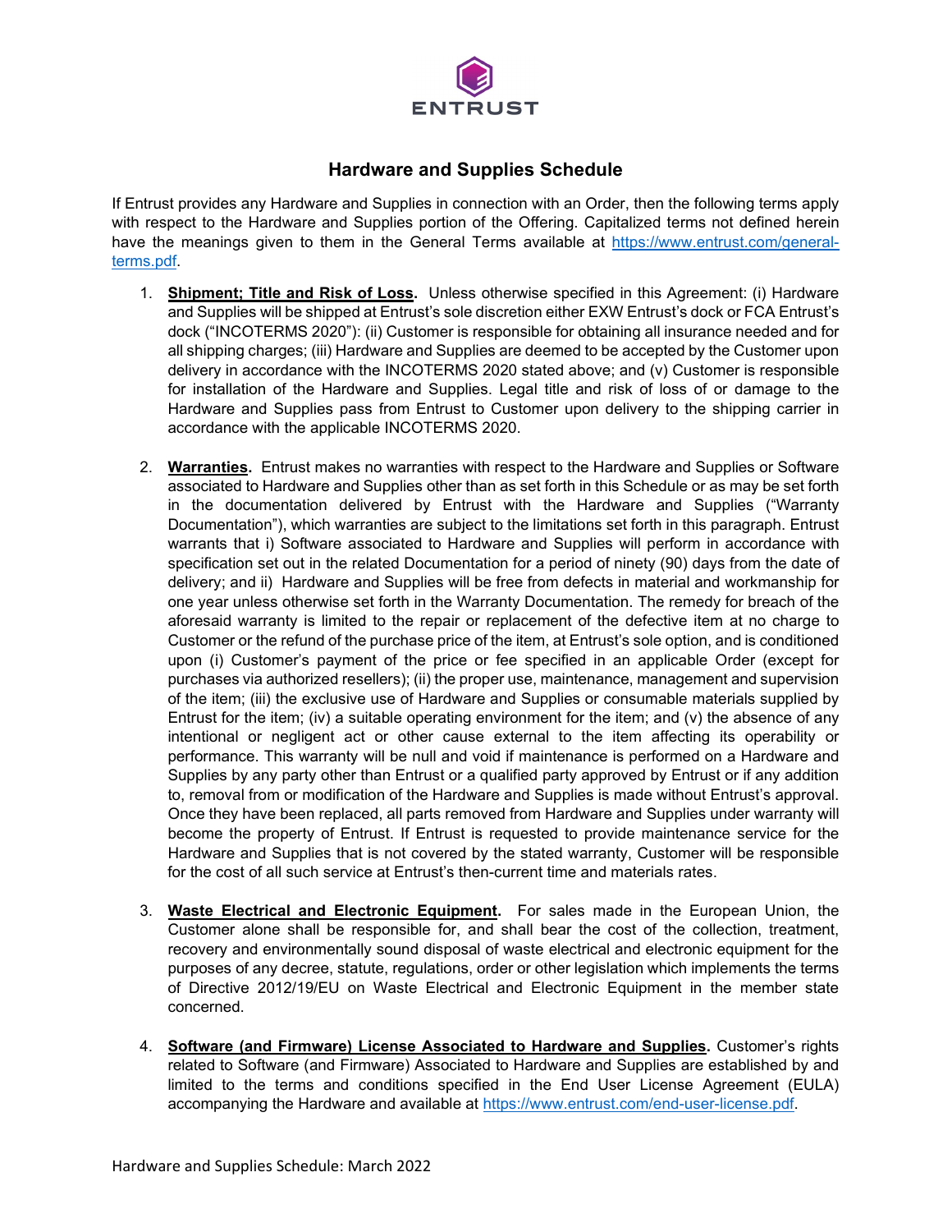ENTRUST

# Hardware and Supplies Schedule

If Entrust provides any Hardware and Supplies in connection with an Order, then the following terms apply with respect to the Hardware and Supplies portion of the Offering. Capitalized terms not defined herein have the meanings given to them in the General Terms available at [https://www.entrust.com/general-terms.pdf](https://www.entrust.com/general-terms.pdf).

1. **Shipment; Title and Risk of Loss.** Unless otherwise specified in this Agreement: (i) Hardware and Supplies will be shipped at Entrust's sole discretion either EXW Entrust's dock or FCA Entrust's dock ("INCOTERMS 2020"): (ii) Customer is responsible for obtaining all insurance needed and for all shipping charges; (iii) Hardware and Supplies are deemed to be accepted by the Customer upon delivery in accordance with the INCOTERMS 2020 stated above; and (v) Customer is responsible for installation of the Hardware and Supplies. Legal title and risk of loss of or damage to the Hardware and Supplies pass from Entrust to Customer upon delivery to the shipping carrier in accordance with the applicable INCOTERMS 2020.

2. **Warranties.** Entrust makes no warranties with respect to the Hardware and Supplies or Software associated to Hardware and Supplies other than as set forth in this Schedule or as may be set forth in the documentation delivered by Entrust with the Hardware and Supplies ("Warranty Documentation"), which warranties are subject to the limitations set forth in this paragraph. Entrust warrants that i) Software associated to Hardware and Supplies will perform in accordance with specification set out in the related Documentation for a period of ninety (90) days from the date of delivery; and ii) Hardware and Supplies will be free from defects in material and workmanship for one year unless otherwise set forth in the Warranty Documentation. The remedy for breach of the aforesaid warranty is limited to the repair or replacement of the defective item at no charge to Customer or the refund of the purchase price of the item, at Entrust's sole option, and is conditioned upon (i) Customer's payment of the price or fee specified in an applicable Order (except for purchases via authorized resellers); (ii) the proper use, maintenance, management and supervision of the item; (iii) the exclusive use of Hardware and Supplies or consumable materials supplied by Entrust for the item; (iv) a suitable operating environment for the item; and (v) the absence of any intentional or negligent act or other cause external to the item affecting its operability or performance. This warranty will be null and void if maintenance is performed on a Hardware and Supplies by any party other than Entrust or a qualified party approved by Entrust or if any addition to, removal from or modification of the Hardware and Supplies is made without Entrust's approval. Once they have been replaced, all parts removed from Hardware and Supplies under warranty will become the property of Entrust. If Entrust is requested to provide maintenance service for the Hardware and Supplies that is not covered by the stated warranty, Customer will be responsible for the cost of all such service at Entrust's then-current time and materials rates.

3. **Waste Electrical and Electronic Equipment.** For sales made in the European Union, the Customer alone shall be responsible for, and shall bear the cost of the collection, treatment, recovery and environmentally sound disposal of waste electrical and electronic equipment for the purposes of any decree, statute, regulations, order or other legislation which implements the terms of Directive 2012/19/EU on Waste Electrical and Electronic Equipment in the member state concerned.

4. **Software (and Firmware) License Associated to Hardware and Supplies.** Customer's rights related to Software (and Firmware) Associated to Hardware and Supplies are established by and limited to the terms and conditions specified in the End User License Agreement (EULA) accompanying the Hardware and available at [https://www.entrust.com/end-user-license.pdf](https://www.entrust.com/end-user-license.pdf).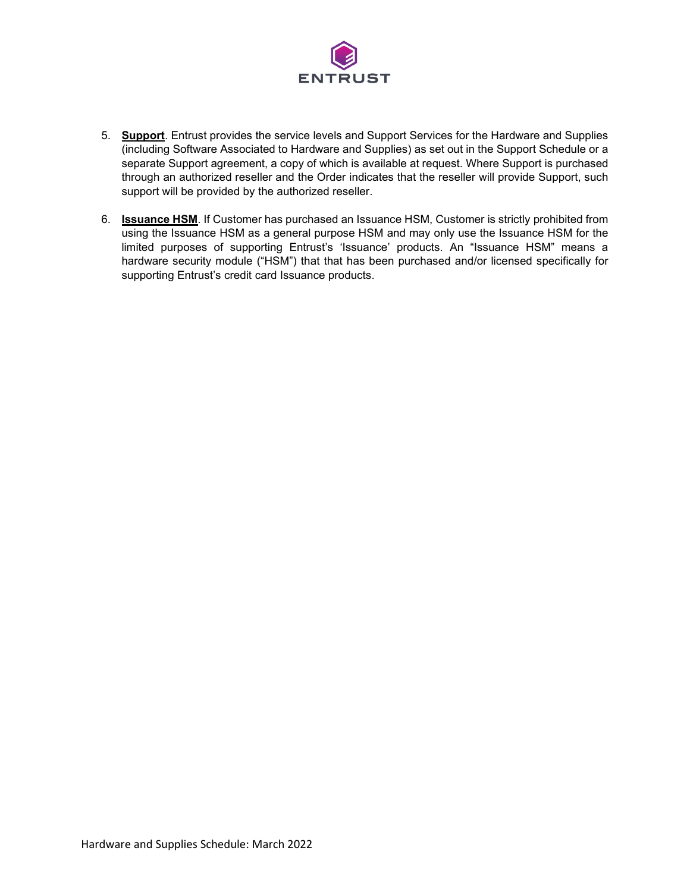5. **Support**. Entrust provides the service levels and Support Services for the Hardware and Supplies (including Software Associated to Hardware and Supplies) as set out in the Support Schedule or a separate Support agreement, a copy of which is available at request. Where Support is purchased through an authorized reseller and the Order indicates that the reseller will provide Support, such support will be provided by the authorized reseller.

6. **Issuance HSM**. If Customer has purchased an Issuance HSM, Customer is strictly prohibited from using the Issuance HSM as a general purpose HSM and may only use the Issuance HSM for the limited purposes of supporting Entrust's 'Issuance' products. An "Issuance HSM" means a hardware security module ("HSM") that that has been purchased and/or licensed specifically for supporting Entrust's credit card Issuance products.